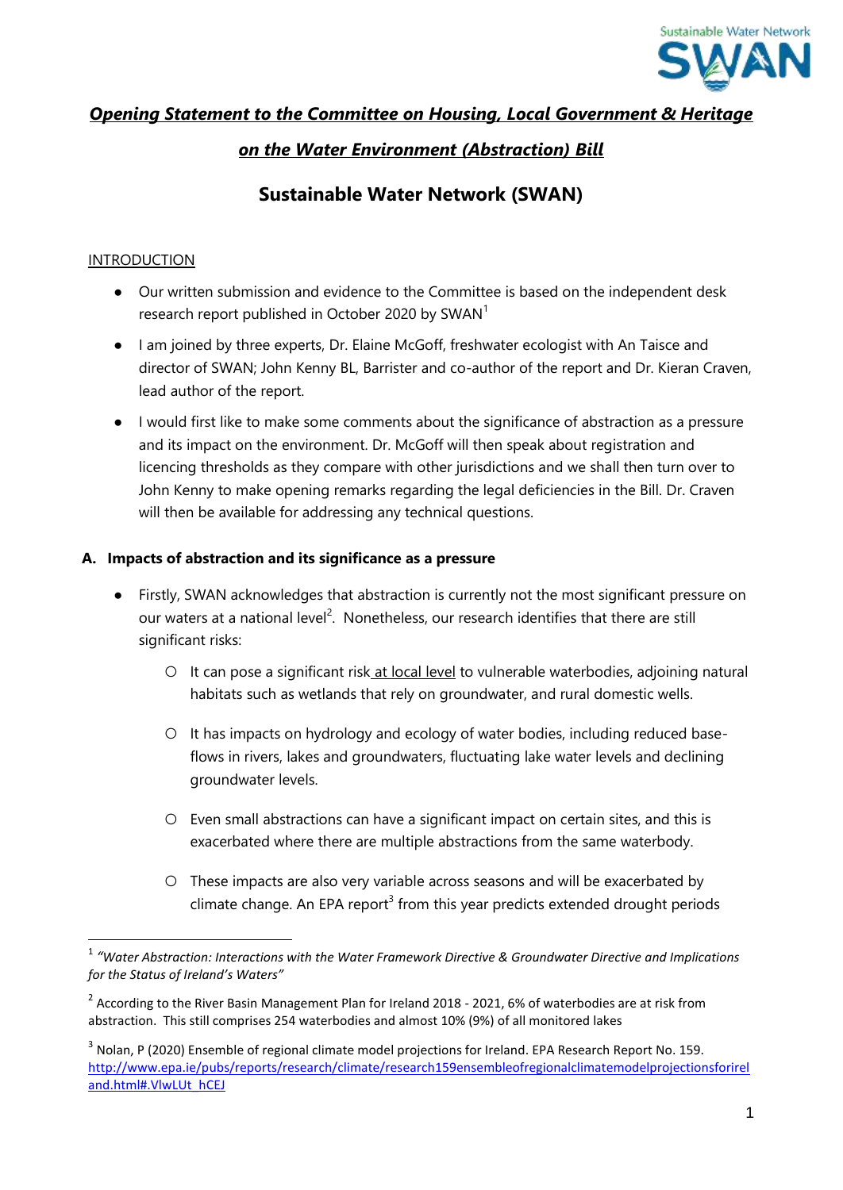# *Opening Statement to the Committee on Housing, Local Government & Heritage on the Water Environment (Abstraction) Bill*

## Sustainable Water Network (SWAN)

INTRODUCTION

- Our written submission and evidence to the Committee is based on the independent desk research report published in October 2020 by SWAN[1]
- I am joined by three experts, Dr. Elaine McGoff, freshwater ecologist with An Taisce and director of SWAN; John Kenny BL, Barrister and co-author of the report and Dr. Kieran Craven, lead author of the report.
- I would first like to make some comments about the significance of abstraction as a pressure and its impact on the environment. Dr. McGoff will then speak about registration and licencing thresholds as they compare with other jurisdictions and we shall then turn over to John Kenny to make opening remarks regarding the legal deficiencies in the Bill. Dr. Craven will then be available for addressing any technical questions.

### A. Impacts of abstraction and its significance as a pressure

- Firstly, SWAN acknowledges that abstraction is currently not the most significant pressure on our waters at a national level[2]. Nonetheless, our research identifies that there are still significant risks:
  - It can pose a significant risk at local level to vulnerable waterbodies, adjoining natural habitats such as wetlands that rely on groundwater, and rural domestic wells.
  - It has impacts on hydrology and ecology of water bodies, including reduced base-flows in rivers, lakes and groundwaters, fluctuating lake water levels and declining groundwater levels.
  - Even small abstractions can have a significant impact on certain sites, and this is exacerbated where there are multiple abstractions from the same waterbody.
  - These impacts are also very variable across seasons and will be exacerbated by climate change. An EPA report[3] from this year predicts extended drought periods

---

[1] *"Water Abstraction: Interactions with the Water Framework Directive & Groundwater Directive and Implications for the Status of Ireland's Waters"*

[2] According to the River Basin Management Plan for Ireland 2018 - 2021, 6% of waterbodies are at risk from abstraction. This still comprises 254 waterbodies and almost 10% (9%) of all monitored lakes

[3] Nolan, P (2020) Ensemble of regional climate model projections for Ireland. EPA Research Report No. 159. http://www.epa.ie/pubs/reports/research/climate/research159ensembleofregionalclimatemodelprojectionsforireland.html#.VlwLUt_hCEJ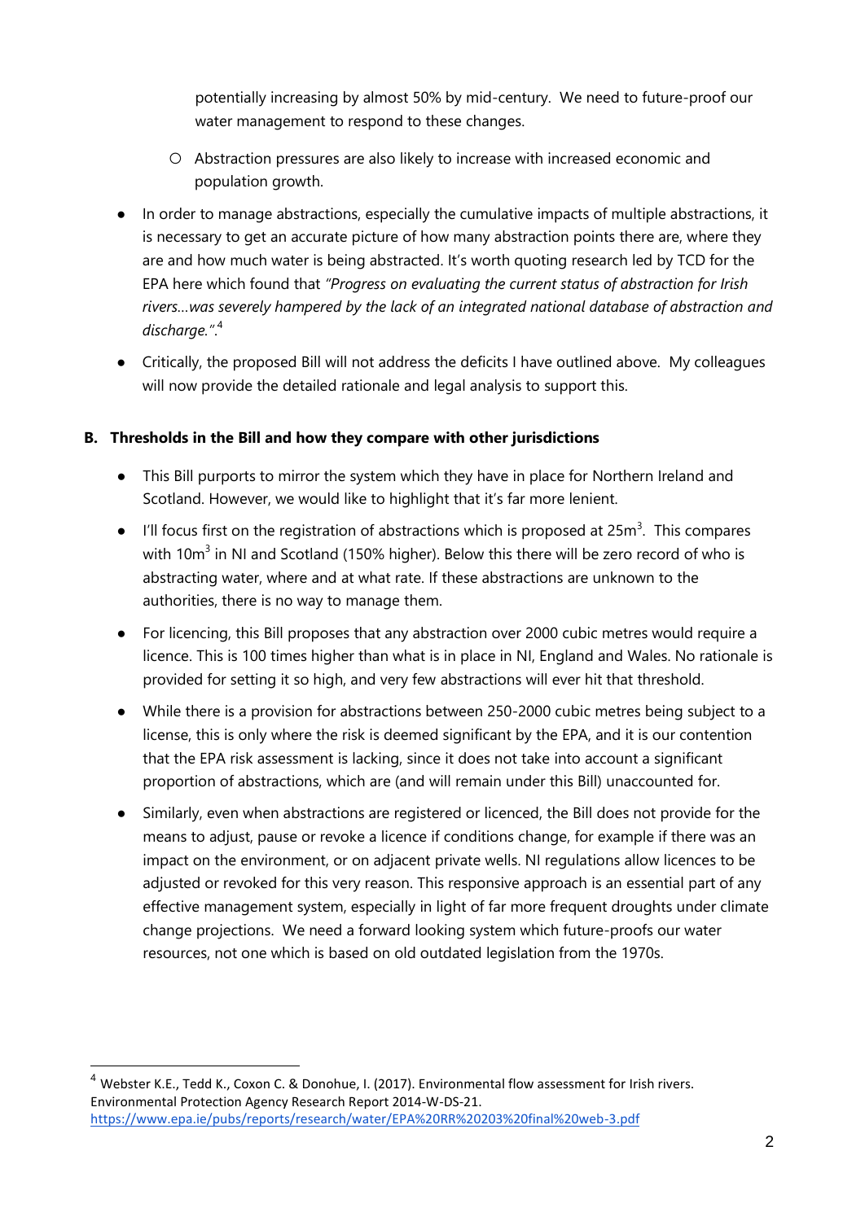potentially increasing by almost 50% by mid-century. We need to future-proof our water management to respond to these changes.

   - Abstraction pressures are also likely to increase with increased economic and population growth.

- In order to manage abstractions, especially the cumulative impacts of multiple abstractions, it is necessary to get an accurate picture of how many abstraction points there are, where they are and how much water is being abstracted. It's worth quoting research led by TCD for the EPA here which found that *"Progress on evaluating the current status of abstraction for Irish rivers…was severely hampered by the lack of an integrated national database of abstraction and discharge."*.[4]
- Critically, the proposed Bill will not address the deficits I have outlined above. My colleagues will now provide the detailed rationale and legal analysis to support this.

**B. Thresholds in the Bill and how they compare with other jurisdictions**

- This Bill purports to mirror the system which they have in place for Northern Ireland and Scotland. However, we would like to highlight that it's far more lenient.
- I'll focus first on the registration of abstractions which is proposed at 25m$^3$. This compares with 10m$^3$ in NI and Scotland (150% higher). Below this there will be zero record of who is abstracting water, where and at what rate. If these abstractions are unknown to the authorities, there is no way to manage them.
- For licencing, this Bill proposes that any abstraction over 2000 cubic metres would require a licence. This is 100 times higher than what is in place in NI, England and Wales. No rationale is provided for setting it so high, and very few abstractions will ever hit that threshold.
- While there is a provision for abstractions between 250-2000 cubic metres being subject to a license, this is only where the risk is deemed significant by the EPA, and it is our contention that the EPA risk assessment is lacking, since it does not take into account a significant proportion of abstractions, which are (and will remain under this Bill) unaccounted for.
- Similarly, even when abstractions are registered or licenced, the Bill does not provide for the means to adjust, pause or revoke a licence if conditions change, for example if there was an impact on the environment, or on adjacent private wells. NI regulations allow licences to be adjusted or revoked for this very reason. This responsive approach is an essential part of any effective management system, especially in light of far more frequent droughts under climate change projections. We need a forward looking system which future-proofs our water resources, not one which is based on old outdated legislation from the 1970s.

[4] Webster K.E., Tedd K., Coxon C. & Donohue, I. (2017). Environmental flow assessment for Irish rivers. Environmental Protection Agency Research Report 2014-W-DS-21. https://www.epa.ie/pubs/reports/research/water/EPA%20RR%20203%20final%20web-3.pdf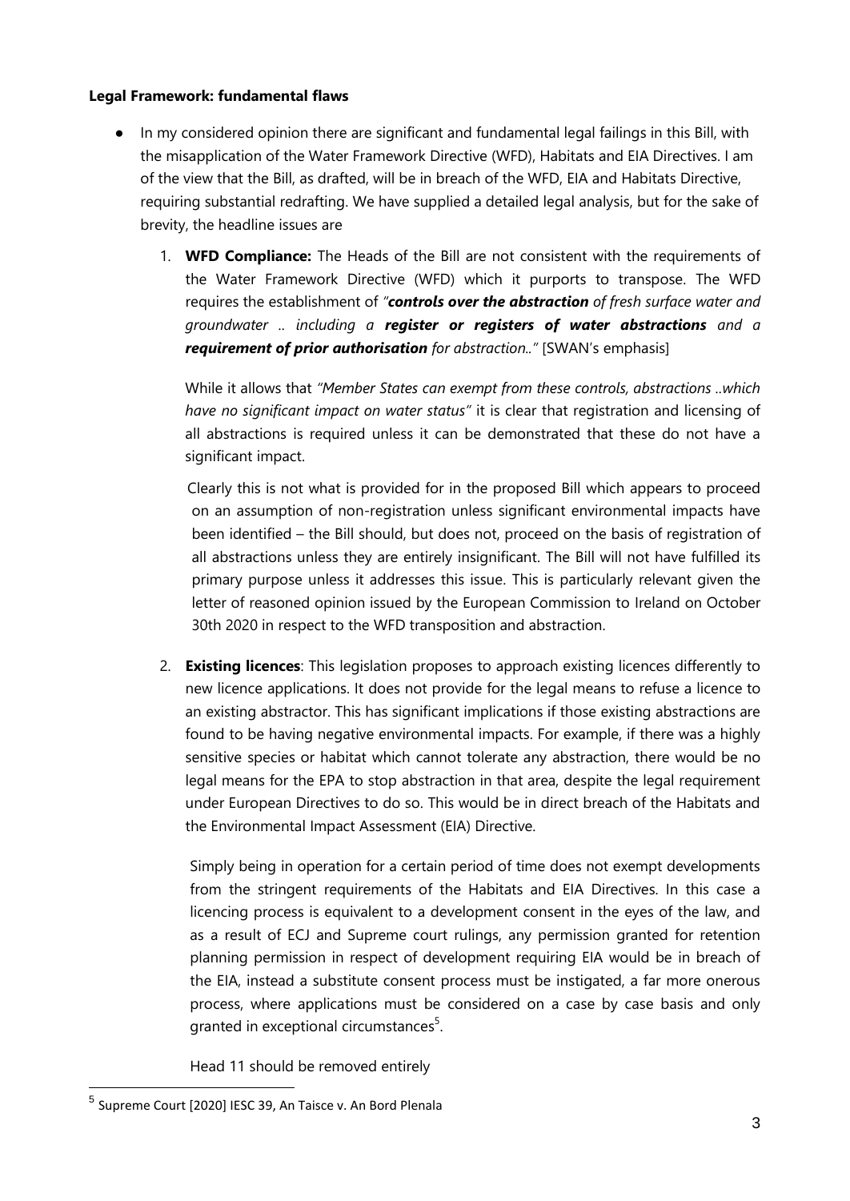**Legal Framework: fundamental flaws**

- In my considered opinion there are significant and fundamental legal failings in this Bill, with the misapplication of the Water Framework Directive (WFD), Habitats and EIA Directives. I am of the view that the Bill, as drafted, will be in breach of the WFD, EIA and Habitats Directive, requiring substantial redrafting. We have supplied a detailed legal analysis, but for the sake of brevity, the headline issues are

    1. **WFD Compliance:** The Heads of the Bill are not consistent with the requirements of the Water Framework Directive (WFD) which it purports to transpose. The WFD requires the establishment of *"**controls over the abstraction** of fresh surface water and groundwater .. including a **register or registers of water abstractions** and a **requirement of prior authorisation** for abstraction.."* [SWAN's emphasis]

        While it allows that *"Member States can exempt from these controls, abstractions ..which have no significant impact on water status"* it is clear that registration and licensing of all abstractions is required unless it can be demonstrated that these do not have a significant impact.

        Clearly this is not what is provided for in the proposed Bill which appears to proceed on an assumption of non-registration unless significant environmental impacts have been identified – the Bill should, but does not, proceed on the basis of registration of all abstractions unless they are entirely insignificant. The Bill will not have fulfilled its primary purpose unless it addresses this issue. This is particularly relevant given the letter of reasoned opinion issued by the European Commission to Ireland on October 30th 2020 in respect to the WFD transposition and abstraction.

    2. **Existing licences**: This legislation proposes to approach existing licences differently to new licence applications. It does not provide for the legal means to refuse a licence to an existing abstractor. This has significant implications if those existing abstractions are found to be having negative environmental impacts. For example, if there was a highly sensitive species or habitat which cannot tolerate any abstraction, there would be no legal means for the EPA to stop abstraction in that area, despite the legal requirement under European Directives to do so. This would be in direct breach of the Habitats and the Environmental Impact Assessment (EIA) Directive.

        Simply being in operation for a certain period of time does not exempt developments from the stringent requirements of the Habitats and EIA Directives. In this case a licencing process is equivalent to a development consent in the eyes of the law, and as a result of ECJ and Supreme court rulings, any permission granted for retention planning permission in respect of development requiring EIA would be in breach of the EIA, instead a substitute consent process must be instigated, a far more onerous process, where applications must be considered on a case by case basis and only granted in exceptional circumstances[5].

        Head 11 should be removed entirely

[5] Supreme Court [2020] IESC 39, An Taisce v. An Bord Plenala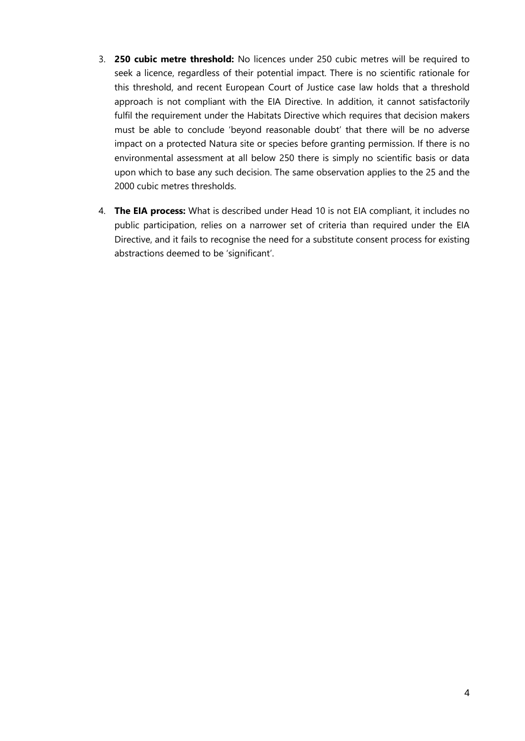3. **250 cubic metre threshold:** No licences under 250 cubic metres will be required to seek a licence, regardless of their potential impact. There is no scientific rationale for this threshold, and recent European Court of Justice case law holds that a threshold approach is not compliant with the EIA Directive. In addition, it cannot satisfactorily fulfil the requirement under the Habitats Directive which requires that decision makers must be able to conclude 'beyond reasonable doubt' that there will be no adverse impact on a protected Natura site or species before granting permission. If there is no environmental assessment at all below 250 there is simply no scientific basis or data upon which to base any such decision. The same observation applies to the 25 and the 2000 cubic metres thresholds.

4. **The EIA process:** What is described under Head 10 is not EIA compliant, it includes no public participation, relies on a narrower set of criteria than required under the EIA Directive, and it fails to recognise the need for a substitute consent process for existing abstractions deemed to be 'significant'.